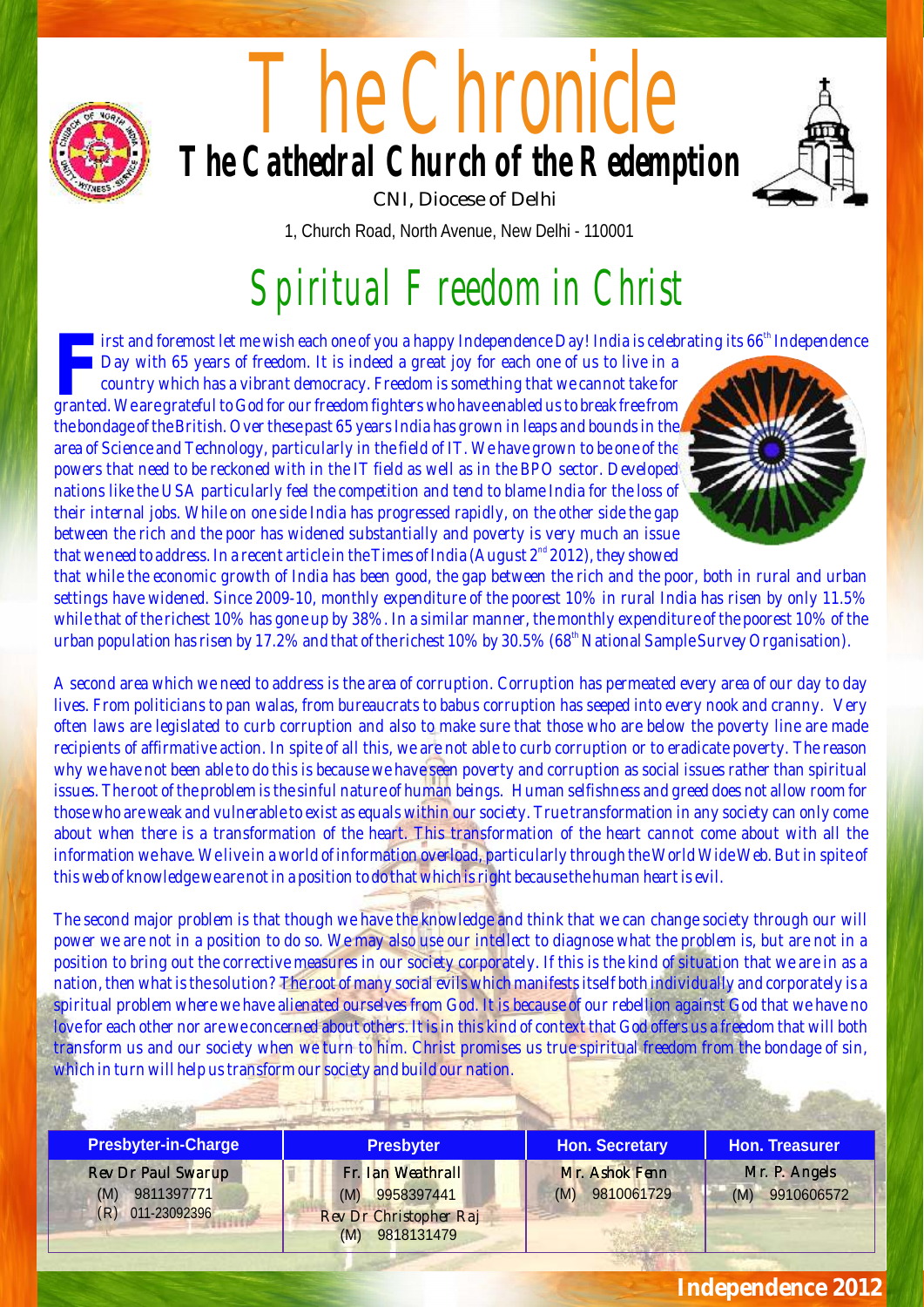# The Chronicle

## The Cathedral Church of the Redemption

CNI, Diocese of Delhi

1, Church Road, North Avenue, New Delhi - 110001

# Spiritual Freedom in Christ

First and foremost let me wish each one of you a happy Independence Day! India is celebrating its 66th Independence Day with 65 years of freedom. It is indeed a great joy for each one of us to live in a country which has a vibrant democracy. Freedom is something that we cannot take for granted. We are grateful to God for our freedom fighters who have enabled us to break free from the bondage of the British. Over these past 65 years India has grown in leaps and bounds in the area of Science and Technology, particularly in the field of IT. We have grown to be one of the powers that need to be reckoned with in the IT field as well as in the BPO sector. Developed nations like the USA particularly feel the competition and tend to blame India for the loss of their internal jobs. While on one side India has progressed rapidly, on the other side the gap between the rich and the poor has widened substantially and poverty is very much an issue that we need to address. In a recent article in the Times of India (August 2nd 2012), they showed that while the economic growth of India has been good, the gap between the rich and the poor, both in rural and urban settings have widened. Since 2009-10, monthly expenditure of the poorest 10% in rural India has risen by only 11.5% while that of the richest 10% has gone up by 38%. In a similar manner, the monthly expenditure of the poorest 10% of the urban population has risen by 17.2% and that of the richest 10% by 30.5% (68th National Sample Survey Organisation).

A second area which we need to address is the area of corruption. Corruption has permeated every area of our day to day lives. From politicians to pan walas, from bureaucrats to babus corruption has seeped into every nook and cranny. Very often laws are legislated to curb corruption and also to make sure that those who are below the poverty line are made recipients of affirmative action. In spite of all this, we are not able to curb corruption or to eradicate poverty. The reason why we have not been able to do this is because we have seen poverty and corruption as social issues rather than spiritual issues. The root of the problem is the sinful nature of human beings. Human selfishness and greed does not allow room for those who are weak and vulnerable to exist as equals within our society. True transformation in any society can only come about when there is a transformation of the heart. This transformation of the heart cannot come about with all the information we have. We live in a world of information overload, particularly through the World Wide Web. But in spite of this web of knowledge we are not in a position to do that which is right because the human heart is evil.

The second major problem is that though we have the knowledge and think that we can change society through our will power we are not in a position to do so. We may also use our intellect to diagnose what the problem is, but are not in a position to bring out the corrective measures in our society corporately. If this is the kind of situation that we are in as a nation, then what is the solution? The root of many social evils which manifests itself both individually and corporately is a spiritual problem where we have alienated ourselves from God. It is because of our rebellion against God that we have no love for each other nor are we concerned about others. It is in this kind of context that God offers us a freedom that will both transform us and our society when we turn to him. Christ promises us true spiritual freedom from the bondage of sin, which in turn will help us transform our society and build our nation.

| Presbyter-in-Charge | Presbyter | Hon. Secretary | Hon. Treasurer |
|---|---|---|---|
| Rev Dr Paul Swarup<br>(M) 9811397771<br>(R) 011-23092396 | Fr. Ian Weathrall<br>(M) 9958397441<br>Rev Dr Christopher Raj<br>(M) 9818131479 | Mr. Ashok Fenn<br>(M) 9810061729 | Mr. P. Angels<br>(M) 9910606572 |

**Independence 2012**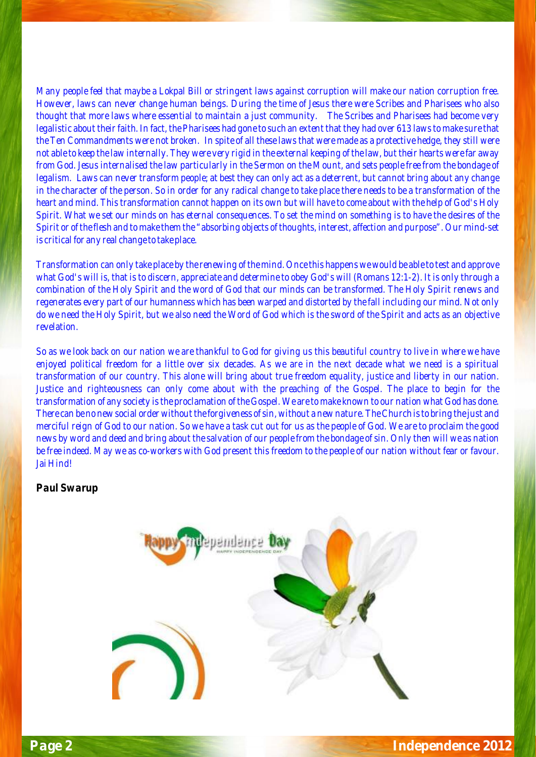Many people feel that maybe a Lokpal Bill or stringent laws against corruption will make our nation corruption free. However, laws can never change human beings. During the time of Jesus there were Scribes and Pharisees who also thought that more laws where essential to maintain a just community. The Scribes and Pharisees had become very legalistic about their faith. In fact, the Pharisees had gone to such an extent that they had over 613 laws to make sure that the Ten Commandments were not broken. In spite of all these laws that were made as a protective hedge, they still were not able to keep the law internally. They were very rigid in the external keeping of the law, but their hearts were far away from God. Jesus internalised the law particularly in the Sermon on the Mount, and sets people free from the bondage of legalism. Laws can never transform people; at best they can only act as a deterrent, but cannot bring about any change in the character of the person. So in order for any radical change to take place there needs to be a transformation of the heart and mind. This transformation cannot happen on its own but will have to come about with the help of God's Holy Spirit. What we set our minds on has eternal consequences. To set the mind on something is to have the desires of the Spirit or of the flesh and to make them the "absorbing objects of thoughts, interest, affection and purpose". Our mind-set is critical for any real change to take place.

Transformation can only take place by the renewing of the mind. Once this happens we would be able to test and approve what God's will is, that is to discern, appreciate and determine to obey God's will (Romans 12:1-2). It is only through a combination of the Holy Spirit and the word of God that our minds can be transformed. The Holy Spirit renews and regenerates every part of our humanness which has been warped and distorted by the fall including our mind. Not only do we need the Holy Spirit, but we also need the Word of God which is the sword of the Spirit and acts as an objective revelation.

So as we look back on our nation we are thankful to God for giving us this beautiful country to live in where we have enjoyed political freedom for a little over six decades. As we are in the next decade what we need is a spiritual transformation of our country. This alone will bring about true freedom equality, justice and liberty in our nation. Justice and righteousness can only come about with the preaching of the Gospel. The place to begin for the transformation of any society is the proclamation of the Gospel. We are to make known to our nation what God has done. There can be no new social order without the forgiveness of sin, without a new nature. The Church is to bring the just and merciful reign of God to our nation. So we have a task cut out for us as the people of God. We are to proclaim the good news by word and deed and bring about the salvation of our people from the bondage of sin. Only then will we as nation be free indeed. May we as co-workers with God present this freedom to the people of our nation without fear or favour. Jai Hind!

**Paul Swarup**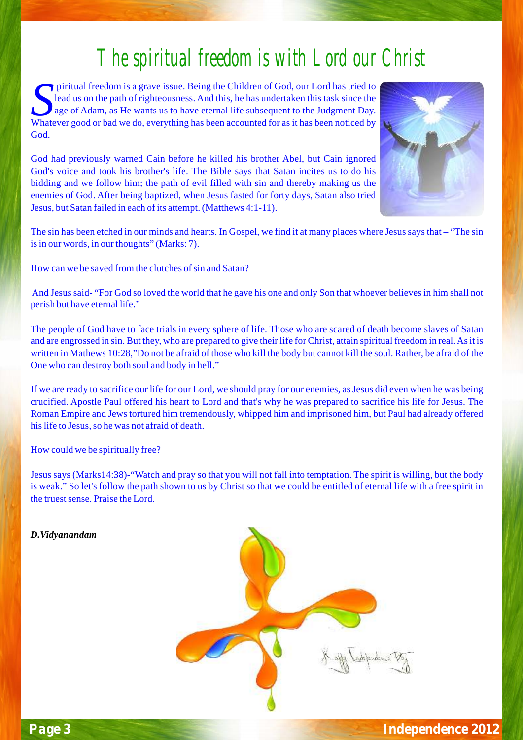# The spiritual freedom is with Lord our Christ

Spiritual freedom is a grave issue. Being the Children of God, our Lord has tried to lead us on the path of righteousness. And this, he has undertaken this task since the age of Adam, as He wants us to have eternal life subsequent to the Judgment Day. Whatever good or bad we do, everything has been accounted for as it has been noticed by God.

God had previously warned Cain before he killed his brother Abel, but Cain ignored God's voice and took his brother's life. The Bible says that Satan incites us to do his bidding and we follow him; the path of evil filled with sin and thereby making us the enemies of God. After being baptized, when Jesus fasted for forty days, Satan also tried Jesus, but Satan failed in each of its attempt. (Matthews 4:1-11).

The sin has been etched in our minds and hearts. In Gospel, we find it at many places where Jesus says that – "The sin is in our words, in our thoughts" (Marks: 7).

How can we be saved from the clutches of sin and Satan?

And Jesus said- "For God so loved the world that he gave his one and only Son that whoever believes in him shall not perish but have eternal life."

The people of God have to face trials in every sphere of life. Those who are scared of death become slaves of Satan and are engrossed in sin. But they, who are prepared to give their life for Christ, attain spiritual freedom in real. As it is written in Mathews 10:28,"Do not be afraid of those who kill the body but cannot kill the soul. Rather, be afraid of the One who can destroy both soul and body in hell."

If we are ready to sacrifice our life for our Lord, we should pray for our enemies, as Jesus did even when he was being crucified. Apostle Paul offered his heart to Lord and that's why he was prepared to sacrifice his life for Jesus. The Roman Empire and Jews tortured him tremendously, whipped him and imprisoned him, but Paul had already offered his life to Jesus, so he was not afraid of death.

How could we be spiritually free?

Jesus says (Marks14:38)-"Watch and pray so that you will not fall into temptation. The spirit is willing, but the body is weak." So let's follow the path shown to us by Christ so that we could be entitled of eternal life with a free spirit in the truest sense. Praise the Lord.

***D.Vidyanandam***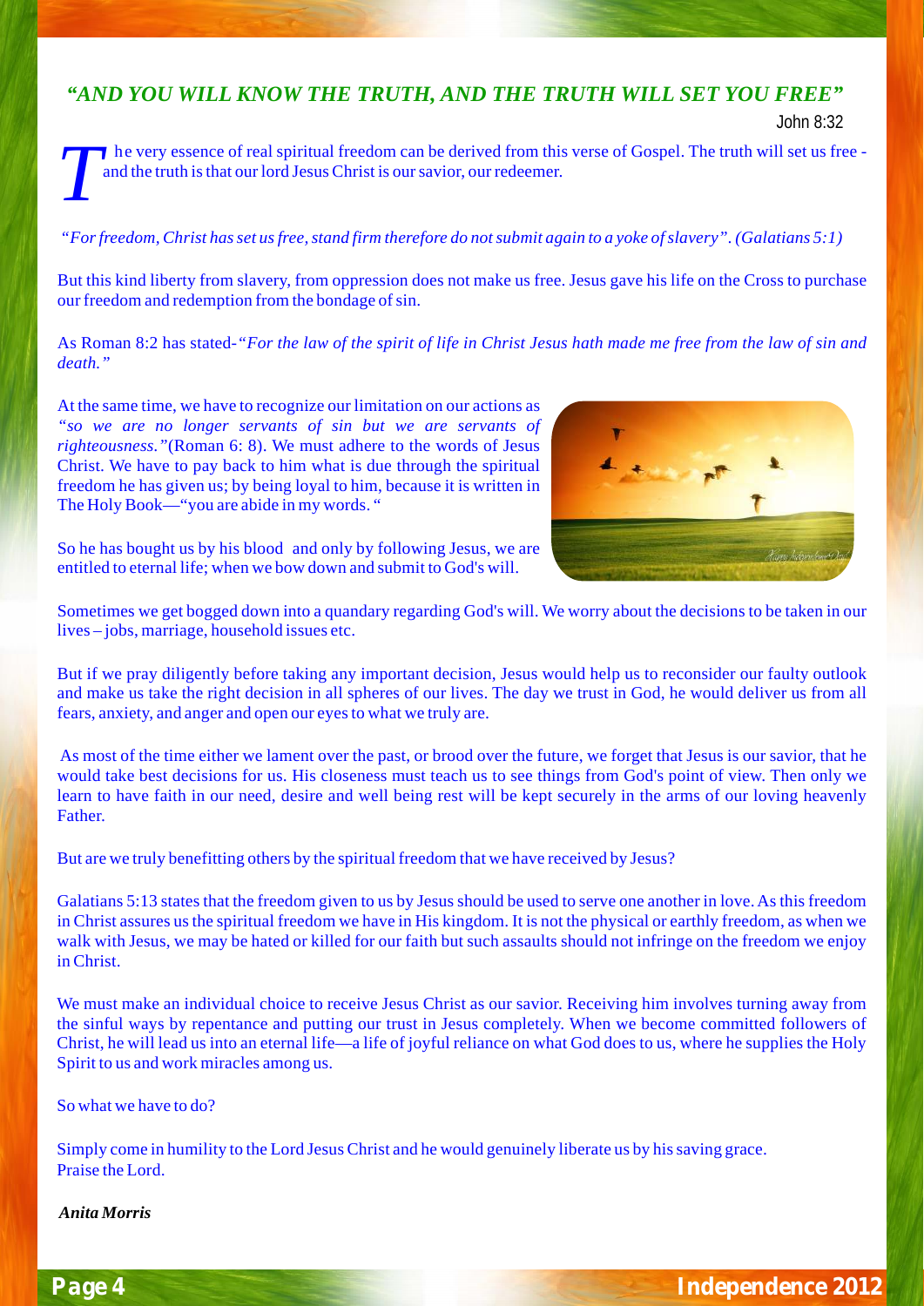### *"AND YOU WILL KNOW THE TRUTH, AND THE TRUTH WILL SET YOU FREE"*

John 8:32

The very essence of real spiritual freedom can be derived from this verse of Gospel. The truth will set us free - and the truth is that our lord Jesus Christ is our savior, our redeemer.

*"For freedom, Christ has set us free, stand firm therefore do not submit again to a yoke of slavery". (Galatians 5:1)*

But this kind liberty from slavery, from oppression does not make us free. Jesus gave his life on the Cross to purchase our freedom and redemption from the bondage of sin.

As Roman 8:2 has stated-*"For the law of the spirit of life in Christ Jesus hath made me free from the law of sin and death."*

At the same time, we have to recognize our limitation on our actions as *"so we are no longer servants of sin but we are servants of righteousness."*(Roman 6: 8). We must adhere to the words of Jesus Christ. We have to pay back to him what is due through the spiritual freedom he has given us; by being loyal to him, because it is written in The Holy Book—"you are abide in my words. "

So he has bought us by his blood and only by following Jesus, we are entitled to eternal life; when we bow down and submit to God's will.

Sometimes we get bogged down into a quandary regarding God's will. We worry about the decisions to be taken in our lives – jobs, marriage, household issues etc.

But if we pray diligently before taking any important decision, Jesus would help us to reconsider our faulty outlook and make us take the right decision in all spheres of our lives. The day we trust in God, he would deliver us from all fears, anxiety, and anger and open our eyes to what we truly are.

As most of the time either we lament over the past, or brood over the future, we forget that Jesus is our savior, that he would take best decisions for us. His closeness must teach us to see things from God's point of view. Then only we learn to have faith in our need, desire and well being rest will be kept securely in the arms of our loving heavenly Father.

But are we truly benefitting others by the spiritual freedom that we have received by Jesus?

Galatians 5:13 states that the freedom given to us by Jesus should be used to serve one another in love. As this freedom in Christ assures us the spiritual freedom we have in His kingdom. It is not the physical or earthly freedom, as when we walk with Jesus, we may be hated or killed for our faith but such assaults should not infringe on the freedom we enjoy in Christ.

We must make an individual choice to receive Jesus Christ as our savior. Receiving him involves turning away from the sinful ways by repentance and putting our trust in Jesus completely. When we become committed followers of Christ, he will lead us into an eternal life—a life of joyful reliance on what God does to us, where he supplies the Holy Spirit to us and work miracles among us.

So what we have to do?

Simply come in humility to the Lord Jesus Christ and he would genuinely liberate us by his saving grace.
Praise the Lord.

***Anita Morris***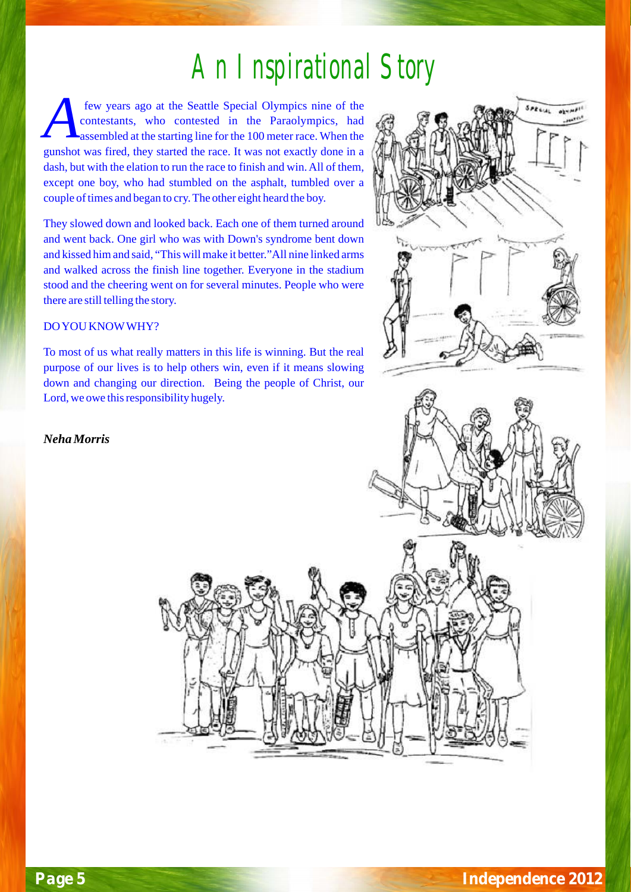# An Inspirational Story

A few years ago at the Seattle Special Olympics nine of the contestants, who contested in the Paraolympics, had assembled at the starting line for the 100 meter race. When the gunshot was fired, they started the race. It was not exactly done in a dash, but with the elation to run the race to finish and win. All of them, except one boy, who had stumbled on the asphalt, tumbled over a couple of times and began to cry. The other eight heard the boy.

They slowed down and looked back. Each one of them turned around and went back. One girl who was with Down's syndrome bent down and kissed him and said, "This will make it better." All nine linked arms and walked across the finish line together. Everyone in the stadium stood and the cheering went on for several minutes. People who were there are still telling the story.

DO YOU KNOW WHY?

To most of us what really matters in this life is winning. But the real purpose of our lives is to help others win, even if it means slowing down and changing our direction. Being the people of Christ, our Lord, we owe this responsibility hugely.

***Neha Morris***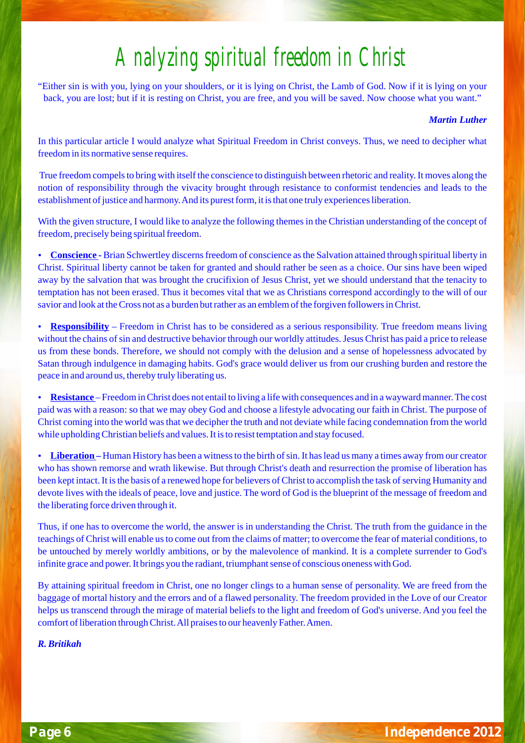# Analyzing spiritual freedom in Christ

"Either sin is with you, lying on your shoulders, or it is lying on Christ, the Lamb of God. Now if it is lying on your back, you are lost; but if it is resting on Christ, you are free, and you will be saved. Now choose what you want."

***Martin Luther***

In this particular article I would analyze what Spiritual Freedom in Christ conveys. Thus, we need to decipher what freedom in its normative sense requires.

True freedom compels to bring with itself the conscience to distinguish between rhetoric and reality. It moves along the notion of responsibility through the vivacity brought through resistance to conformist tendencies and leads to the establishment of justice and harmony. And its purest form, it is that one truly experiences liberation.

With the given structure, I would like to analyze the following themes in the Christian understanding of the concept of freedom, precisely being spiritual freedom.

- **Conscience** - Brian Schwertley discerns freedom of conscience as the Salvation attained through spiritual liberty in Christ. Spiritual liberty cannot be taken for granted and should rather be seen as a choice. Our sins have been wiped away by the salvation that was brought the crucifixion of Jesus Christ, yet we should understand that the tenacity to temptation has not been erased. Thus it becomes vital that we as Christians correspond accordingly to the will of our savior and look at the Cross not as a burden but rather as an emblem of the forgiven followers in Christ.

- **Responsibility** – Freedom in Christ has to be considered as a serious responsibility. True freedom means living without the chains of sin and destructive behavior through our worldly attitudes. Jesus Christ has paid a price to release us from these bonds. Therefore, we should not comply with the delusion and a sense of hopelessness advocated by Satan through indulgence in damaging habits. God's grace would deliver us from our crushing burden and restore the peace in and around us, thereby truly liberating us.

- **Resistance** – Freedom in Christ does not entail to living a life with consequences and in a wayward manner. The cost paid was with a reason: so that we may obey God and choose a lifestyle advocating our faith in Christ. The purpose of Christ coming into the world was that we decipher the truth and not deviate while facing condemnation from the world while upholding Christian beliefs and values. It is to resist temptation and stay focused.

- **Liberation** – Human History has been a witness to the birth of sin. It has lead us many a times away from our creator who has shown remorse and wrath likewise. But through Christ's death and resurrection the promise of liberation has been kept intact. It is the basis of a renewed hope for believers of Christ to accomplish the task of serving Humanity and devote lives with the ideals of peace, love and justice. The word of God is the blueprint of the message of freedom and the liberating force driven through it.

Thus, if one has to overcome the world, the answer is in understanding the Christ. The truth from the guidance in the teachings of Christ will enable us to come out from the claims of matter; to overcome the fear of material conditions, to be untouched by merely worldly ambitions, or by the malevolence of mankind. It is a complete surrender to God's infinite grace and power. It brings you the radiant, triumphant sense of conscious oneness with God.

By attaining spiritual freedom in Christ, one no longer clings to a human sense of personality. We are freed from the baggage of mortal history and the errors and of a flawed personality. The freedom provided in the Love of our Creator helps us transcend through the mirage of material beliefs to the light and freedom of God's universe. And you feel the comfort of liberation through Christ. All praises to our heavenly Father. Amen.

***R. Britikah***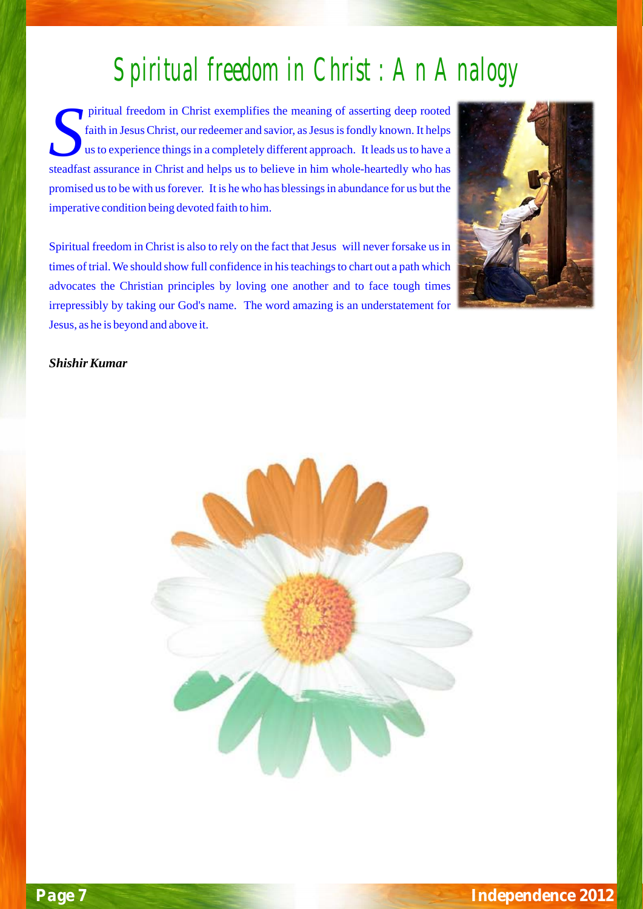# Spiritual freedom in Christ : An Analogy

Spiritual freedom in Christ exemplifies the meaning of asserting deep rooted faith in Jesus Christ, our redeemer and savior, as Jesus is fondly known. It helps us to experience things in a completely different approach. It leads us to have a steadfast assurance in Christ and helps us to believe in him whole-heartedly who has promised us to be with us forever. It is he who has blessings in abundance for us but the imperative condition being devoted faith to him.

Spiritual freedom in Christ is also to rely on the fact that Jesus will never forsake us in times of trial. We should show full confidence in his teachings to chart out a path which advocates the Christian principles by loving one another and to face tough times irrepressibly by taking our God's name. The word amazing is an understatement for Jesus, as he is beyond and above it.

***Shishir Kumar***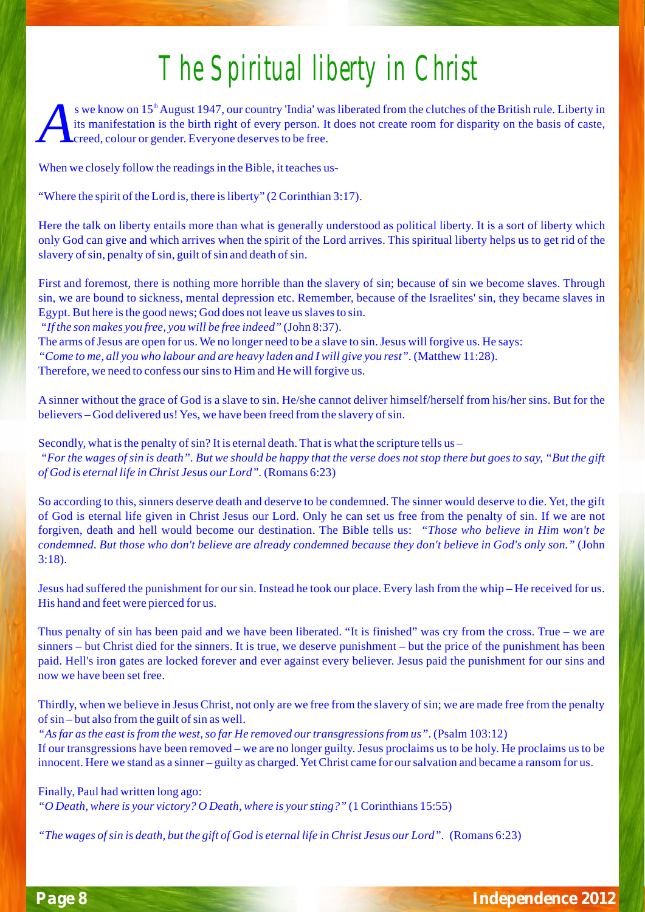# The Spiritual liberty in Christ

As we know on 15th August 1947, our country 'India' was liberated from the clutches of the British rule. Liberty in its manifestation is the birth right of every person. It does not create room for disparity on the basis of caste, creed, colour or gender. Everyone deserves to be free.

When we closely follow the readings in the Bible, it teaches us-

"Where the spirit of the Lord is, there is liberty" (2 Corinthian 3:17).

Here the talk on liberty entails more than what is generally understood as political liberty. It is a sort of liberty which only God can give and which arrives when the spirit of the Lord arrives. This spiritual liberty helps us to get rid of the slavery of sin, penalty of sin, guilt of sin and death of sin.

First and foremost, there is nothing more horrible than the slavery of sin; because of sin we become slaves. Through sin, we are bound to sickness, mental depression etc. Remember, because of the Israelites' sin, they became slaves in Egypt. But here is the good news; God does not leave us slaves to sin.

*"If the son makes you free, you will be free indeed"* (John 8:37).

The arms of Jesus are open for us. We no longer need to be a slave to sin. Jesus will forgive us. He says:

*"Come to me, all you who labour and are heavy laden and I will give you rest"*. (Matthew 11:28).

Therefore, we need to confess our sins to Him and He will forgive us.

A sinner without the grace of God is a slave to sin. He/she cannot deliver himself/herself from his/her sins. But for the believers – God delivered us! Yes, we have been freed from the slavery of sin.

Secondly, what is the penalty of sin? It is eternal death. That is what the scripture tells us –

*"For the wages of sin is death". But we should be happy that the verse does not stop there but goes to say, "But the gift of God is eternal life in Christ Jesus our Lord".* (Romans 6:23)

So according to this, sinners deserve death and deserve to be condemned. The sinner would deserve to die. Yet, the gift of God is eternal life given in Christ Jesus our Lord. Only he can set us free from the penalty of sin. If we are not forgiven, death and hell would become our destination. The Bible tells us: *"Those who believe in Him won't be condemned. But those who don't believe are already condemned because they don't believe in God's only son."* (John 3:18).

Jesus had suffered the punishment for our sin. Instead he took our place. Every lash from the whip – He received for us. His hand and feet were pierced for us.

Thus penalty of sin has been paid and we have been liberated. "It is finished" was cry from the cross. True – we are sinners – but Christ died for the sinners. It is true, we deserve punishment – but the price of the punishment has been paid. Hell's iron gates are locked forever and ever against every believer. Jesus paid the punishment for our sins and now we have been set free.

Thirdly, when we believe in Jesus Christ, not only are we free from the slavery of sin; we are made free from the penalty of sin – but also from the guilt of sin as well.

*"As far as the east is from the west, so far He removed our transgressions from us"*. (Psalm 103:12)

If our transgressions have been removed – we are no longer guilty. Jesus proclaims us to be holy. He proclaims us to be innocent. Here we stand as a sinner – guilty as charged. Yet Christ came for our salvation and became a ransom for us.

Finally, Paul had written long ago:

*"O Death, where is your victory? O Death, where is your sting?"* (1 Corinthians 15:55)

*"The wages of sin is death, but the gift of God is eternal life in Christ Jesus our Lord".* (Romans 6:23)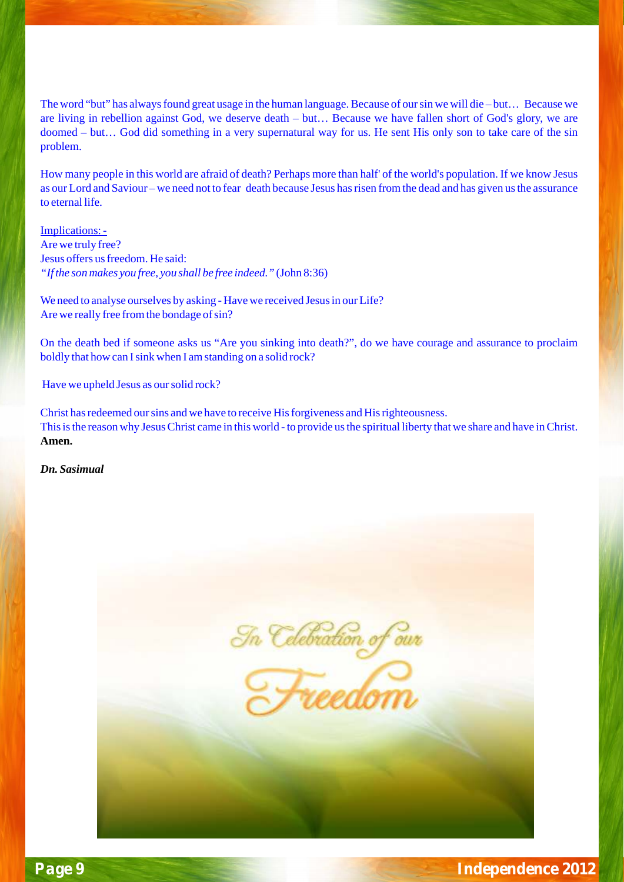The word "but" has always found great usage in the human language. Because of our sin we will die – but… Because we are living in rebellion against God, we deserve death – but… Because we have fallen short of God's glory, we are doomed – but… God did something in a very supernatural way for us. He sent His only son to take care of the sin problem.

How many people in this world are afraid of death? Perhaps more than half' of the world's population. If we know Jesus as our Lord and Saviour – we need not to fear death because Jesus has risen from the dead and has given us the assurance to eternal life.

Implications: -
Are we truly free?
Jesus offers us freedom. He said:
*"If the son makes you free, you shall be free indeed."* (John 8:36)

We need to analyse ourselves by asking - Have we received Jesus in our Life?
Are we really free from the bondage of sin?

On the death bed if someone asks us "Are you sinking into death?", do we have courage and assurance to proclaim boldly that how can I sink when I am standing on a solid rock?

Have we upheld Jesus as our solid rock?

Christ has redeemed our sins and we have to receive His forgiveness and His righteousness.
This is the reason why Jesus Christ came in this world - to provide us the spiritual liberty that we share and have in Christ. **Amen.**

***Dn. Sasimual***

In Celebration of our Freedom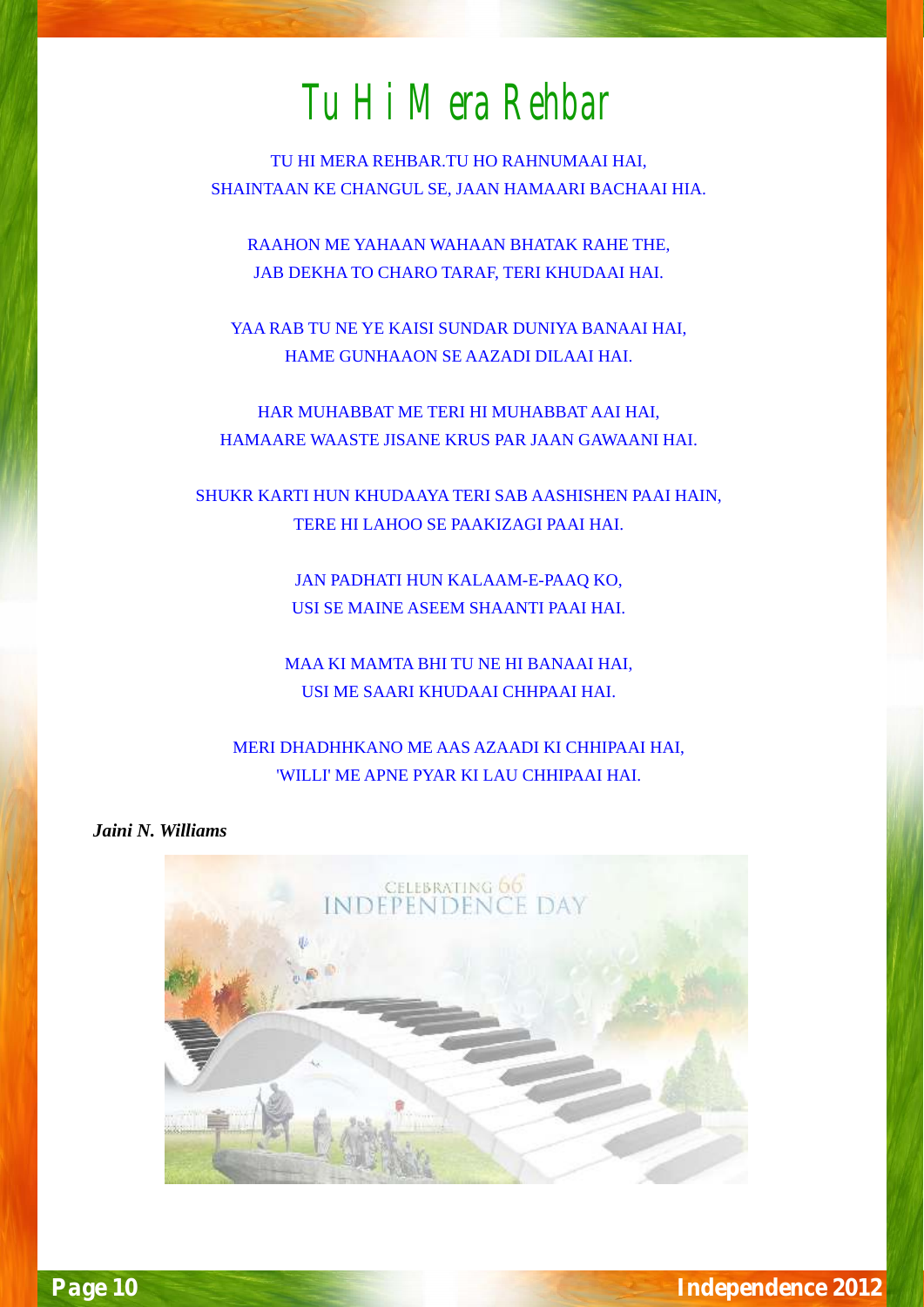# Tu Hi Mera Rehbar

TU HI MERA REHBAR.TU HO RAHNUMAAI HAI,
SHAINTAAN KE CHANGUL SE, JAAN HAMAARI BACHAAI HIA.

RAAHON ME YAHAAN WAHAAN BHATAK RAHE THE,
JAB DEKHA TO CHARO TARAF, TERI KHUDAAI HAI.

YAA RAB TU NE YE KAISI SUNDAR DUNIYA BANAAI HAI,
HAME GUNHAAON SE AAZADI DILAAI HAI.

HAR MUHABBAT ME TERI HI MUHABBAT AAI HAI,
HAMAARE WAASTE JISANE KRUS PAR JAAN GAWAANI HAI.

SHUKR KARTI HUN KHUDAAYA TERI SAB AASHISHEN PAAI HAIN,
TERE HI LAHOO SE PAAKIZAGI PAAI HAI.

JAN PADHATI HUN KALAAM-E-PAAQ KO,
USI SE MAINE ASEEM SHAANTI PAAI HAI.

MAA KI MAMTA BHI TU NE HI BANAAI HAI,
USI ME SAARI KHUDAAI CHHPAAI HAI.

MERI DHADHHKANO ME AAS AZAADI KI CHHIPAAI HAI,
'WILLI' ME APNE PYAR KI LAU CHHIPAAI HAI.

***Jaini N. Williams***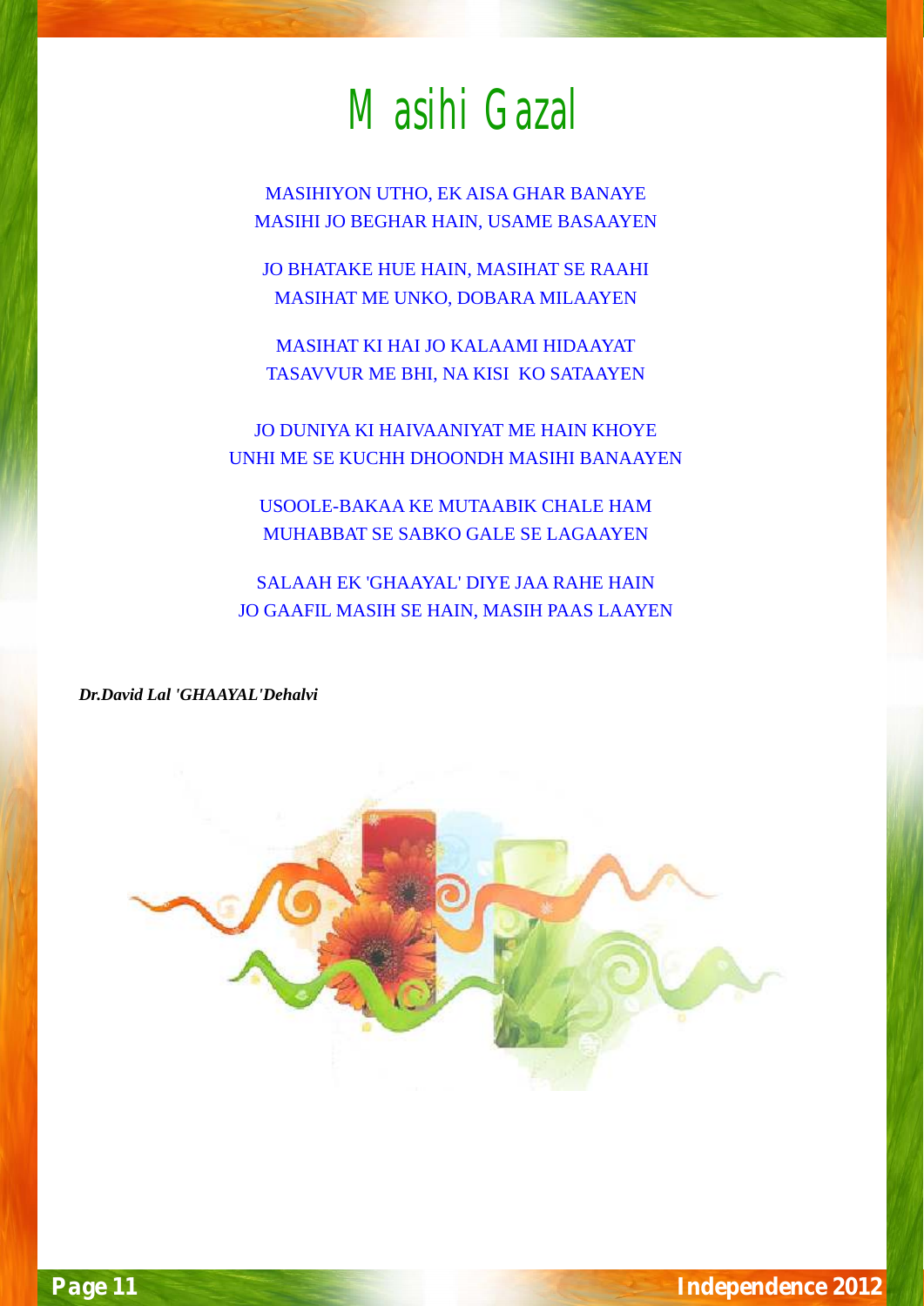# Masihi Gazal

MASIHIYON UTHO, EK AISA GHAR BANAYE
MASIHI JO BEGHAR HAIN, USAME BASAAYEN

JO BHATAKE HUE HAIN, MASIHAT SE RAAHI
MASIHAT ME UNKO, DOBARA MILAAYEN

MASIHAT KI HAI JO KALAAMI HIDAAYAT
TASAVVUR ME BHI, NA KISI KO SATAAYEN

JO DUNIYA KI HAIVAANIYAT ME HAIN KHOYE
UNHI ME SE KUCHH DHOONDH MASIHI BANAAYEN

USOOLE-BAKAA KE MUTAABIK CHALE HAM
MUHABBAT SE SABKO GALE SE LAGAAYEN

SALAAH EK 'GHAAYAL' DIYE JAA RAHE HAIN
JO GAAFIL MASIH SE HAIN, MASIH PAAS LAAYEN

***Dr.David Lal 'GHAAYAL'Dehalvi***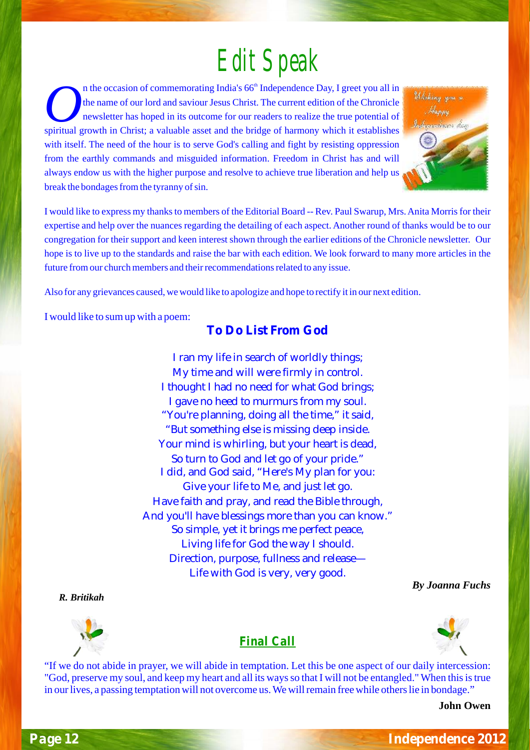# Edit Speak

On the occasion of commemorating India's 66[th] Independence Day, I greet you all in the name of our lord and saviour Jesus Christ. The current edition of the Chronicle newsletter has hoped in its outcome for our readers to realize the true potential of spiritual growth in Christ; a valuable asset and the bridge of harmony which it establishes with itself. The need of the hour is to serve God's calling and fight by resisting oppression from the earthly commands and misguided information. Freedom in Christ has and will always endow us with the higher purpose and resolve to achieve true liberation and help us break the bondages from the tyranny of sin.

I would like to express my thanks to members of the Editorial Board -- Rev. Paul Swarup, Mrs. Anita Morris for their expertise and help over the nuances regarding the detailing of each aspect. Another round of thanks would be to our congregation for their support and keen interest shown through the earlier editions of the Chronicle newsletter. Our hope is to live up to the standards and raise the bar with each edition. We look forward to many more articles in the future from our church members and their recommendations related to any issue.

Also for any grievances caused, we would like to apologize and hope to rectify it in our next edition.

I would like to sum up with a poem:

### To Do List From God

I ran my life in search of worldly things;
My time and will were firmly in control.
I thought I had no need for what God brings;
I gave no heed to murmurs from my soul.
"You're planning, doing all the time," it said,
"But something else is missing deep inside.
Your mind is whirling, but your heart is dead,
So turn to God and let go of your pride."
I did, and God said, "Here's My plan for you:
Give your life to Me, and just let go.
Have faith and pray, and read the Bible through,
And you'll have blessings more than you can know."
So simple, yet it brings me perfect peace,
Living life for God the way I should.
Direction, purpose, fullness and release—
Life with God is very, very good.

***By Joanna Fuchs***

***R. Britikah***

### Final Call

"If we do not abide in prayer, we will abide in temptation. Let this be one aspect of our daily intercession: "God, preserve my soul, and keep my heart and all its ways so that I will not be entangled." When this is true in our lives, a passing temptation will not overcome us. We will remain free while others lie in bondage."

**John Owen**